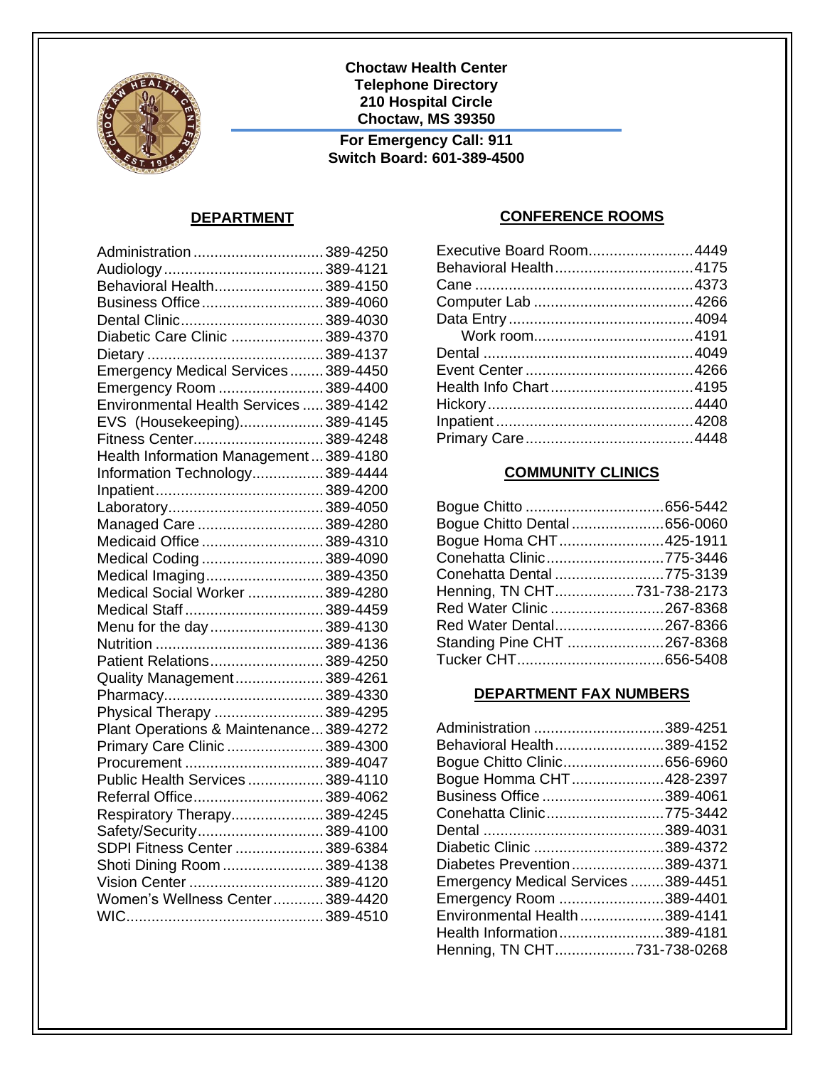**Choctaw Health Center**
**Telephone Directory**
**210 Hospital Circle**
**Choctaw, MS 39350**

**For Emergency Call: 911**
**Switch Board: 601-389-4500**

## DEPARTMENT

| Department | Number |
|---|---|
| Administration | 389-4250 |
| Audiology | 389-4121 |
| Behavioral Health | 389-4150 |
| Business Office | 389-4060 |
| Dental Clinic | 389-4030 |
| Diabetic Care Clinic | 389-4370 |
| Dietary | 389-4137 |
| Emergency Medical Services | 389-4450 |
| Emergency Room | 389-4400 |
| Environmental Health Services | 389-4142 |
| EVS (Housekeeping) | 389-4145 |
| Fitness Center | 389-4248 |
| Health Information Management | 389-4180 |
| Information Technology | 389-4444 |
| Inpatient | 389-4200 |
| Laboratory | 389-4050 |
| Managed Care | 389-4280 |
| Medicaid Office | 389-4310 |
| Medical Coding | 389-4090 |
| Medical Imaging | 389-4350 |
| Medical Social Worker | 389-4280 |
| Medical Staff | 389-4459 |
| Menu for the day | 389-4130 |
| Nutrition | 389-4136 |
| Patient Relations | 389-4250 |
| Quality Management | 389-4261 |
| Pharmacy | 389-4330 |
| Physical Therapy | 389-4295 |
| Plant Operations & Maintenance | 389-4272 |
| Primary Care Clinic | 389-4300 |
| Procurement | 389-4047 |
| Public Health Services | 389-4110 |
| Referral Office | 389-4062 |
| Respiratory Therapy | 389-4245 |
| Safety/Security | 389-4100 |
| SDPI Fitness Center | 389-6384 |
| Shoti Dining Room | 389-4138 |
| Vision Center | 389-4120 |
| Women's Wellness Center | 389-4420 |
| WIC | 389-4510 |

## CONFERENCE ROOMS

| Room | Extension |
|---|---|
| Executive Board Room | 4449 |
| Behavioral Health | 4175 |
| Cane | 4373 |
| Computer Lab | 4266 |
| Data Entry | 4094 |
| Work room | 4191 |
| Dental | 4049 |
| Event Center | 4266 |
| Health Info Chart | 4195 |
| Hickory | 4440 |
| Inpatient | 4208 |
| Primary Care | 4448 |

## COMMUNITY CLINICS

| Clinic | Number |
|---|---|
| Bogue Chitto | 656-5442 |
| Bogue Chitto Dental | 656-0060 |
| Bogue Homa CHT | 425-1911 |
| Conehatta Clinic | 775-3446 |
| Conehatta Dental | 775-3139 |
| Henning, TN CHT | 731-738-2173 |
| Red Water Clinic | 267-8368 |
| Red Water Dental | 267-8366 |
| Standing Pine CHT | 267-8368 |
| Tucker CHT | 656-5408 |

## DEPARTMENT FAX NUMBERS

| Department | Fax |
|---|---|
| Administration | 389-4251 |
| Behavioral Health | 389-4152 |
| Bogue Chitto Clinic | 656-6960 |
| Bogue Homma CHT | 428-2397 |
| Business Office | 389-4061 |
| Conehatta Clinic | 775-3442 |
| Dental | 389-4031 |
| Diabetic Clinic | 389-4372 |
| Diabetes Prevention | 389-4371 |
| Emergency Medical Services | 389-4451 |
| Emergency Room | 389-4401 |
| Environmental Health | 389-4141 |
| Health Information | 389-4181 |
| Henning, TN CHT | 731-738-0268 |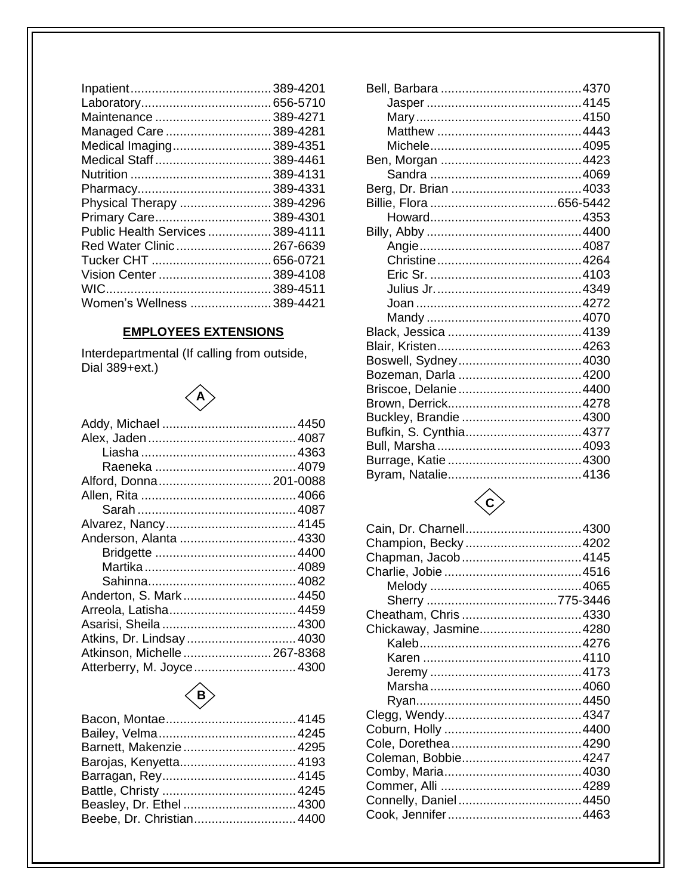| | |
|---|---|
| Inpatient | 389-4201 |
| Laboratory | 656-5710 |
| Maintenance | 389-4271 |
| Managed Care | 389-4281 |
| Medical Imaging | 389-4351 |
| Medical Staff | 389-4461 |
| Nutrition | 389-4131 |
| Pharmacy | 389-4331 |
| Physical Therapy | 389-4296 |
| Primary Care | 389-4301 |
| Public Health Services | 389-4111 |
| Red Water Clinic | 267-6639 |
| Tucker CHT | 656-0721 |
| Vision Center | 389-4108 |
| WIC | 389-4511 |
| Women's Wellness | 389-4421 |

## EMPLOYEES EXTENSIONS

Interdepartmental (If calling from outside, Dial 389+ext.)

### A

| | |
|---|---|
| Addy, Michael | 4450 |
| Alex, Jaden | 4087 |
| Liasha | 4363 |
| Raeneka | 4079 |
| Alford, Donna | 201-0088 |
| Allen, Rita | 4066 |
| Sarah | 4087 |
| Alvarez, Nancy | 4145 |
| Anderson, Alanta | 4330 |
| Bridgette | 4400 |
| Martika | 4089 |
| Sahinna | 4082 |
| Anderton, S. Mark | 4450 |
| Arreola, Latisha | 4459 |
| Asarisi, Sheila | 4300 |
| Atkins, Dr. Lindsay | 4030 |
| Atkinson, Michelle | 267-8368 |
| Atterberry, M. Joyce | 4300 |

### B

| | |
|---|---|
| Bacon, Montae | 4145 |
| Bailey, Velma | 4245 |
| Barnett, Makenzie | 4295 |
| Barojas, Kenyetta | 4193 |
| Barragan, Rey | 4145 |
| Battle, Christy | 4245 |
| Beasley, Dr. Ethel | 4300 |
| Beebe, Dr. Christian | 4400 |
| Bell, Barbara | 4370 |
| Jasper | 4145 |
| Mary | 4150 |
| Matthew | 4443 |
| Michele | 4095 |
| Ben, Morgan | 4423 |
| Sandra | 4069 |
| Berg, Dr. Brian | 4033 |
| Billie, Flora | 656-5442 |
| Howard | 4353 |
| Billy, Abby | 4400 |
| Angie | 4087 |
| Christine | 4264 |
| Eric Sr. | 4103 |
| Julius Jr. | 4349 |
| Joan | 4272 |
| Mandy | 4070 |
| Black, Jessica | 4139 |
| Blair, Kristen | 4263 |
| Boswell, Sydney | 4030 |
| Bozeman, Darla | 4200 |
| Briscoe, Delanie | 4400 |
| Brown, Derrick | 4278 |
| Buckley, Brandie | 4300 |
| Bufkin, S. Cynthia | 4377 |
| Bull, Marsha | 4093 |
| Burrage, Katie | 4300 |
| Byram, Natalie | 4136 |

### C

| | |
|---|---|
| Cain, Dr. Charnell | 4300 |
| Champion, Becky | 4202 |
| Chapman, Jacob | 4145 |
| Charlie, Jobie | 4516 |
| Melody | 4065 |
| Sherry | 775-3446 |
| Cheatham, Chris | 4330 |
| Chickaway, Jasmine | 4280 |
| Kaleb | 4276 |
| Karen | 4110 |
| Jeremy | 4173 |
| Marsha | 4060 |
| Ryan | 4450 |
| Clegg, Wendy | 4347 |
| Coburn, Holly | 4400 |
| Cole, Dorethea | 4290 |
| Coleman, Bobbie | 4247 |
| Comby, Maria | 4030 |
| Commer, Alli | 4289 |
| Connelly, Daniel | 4450 |
| Cook, Jennifer | 4463 |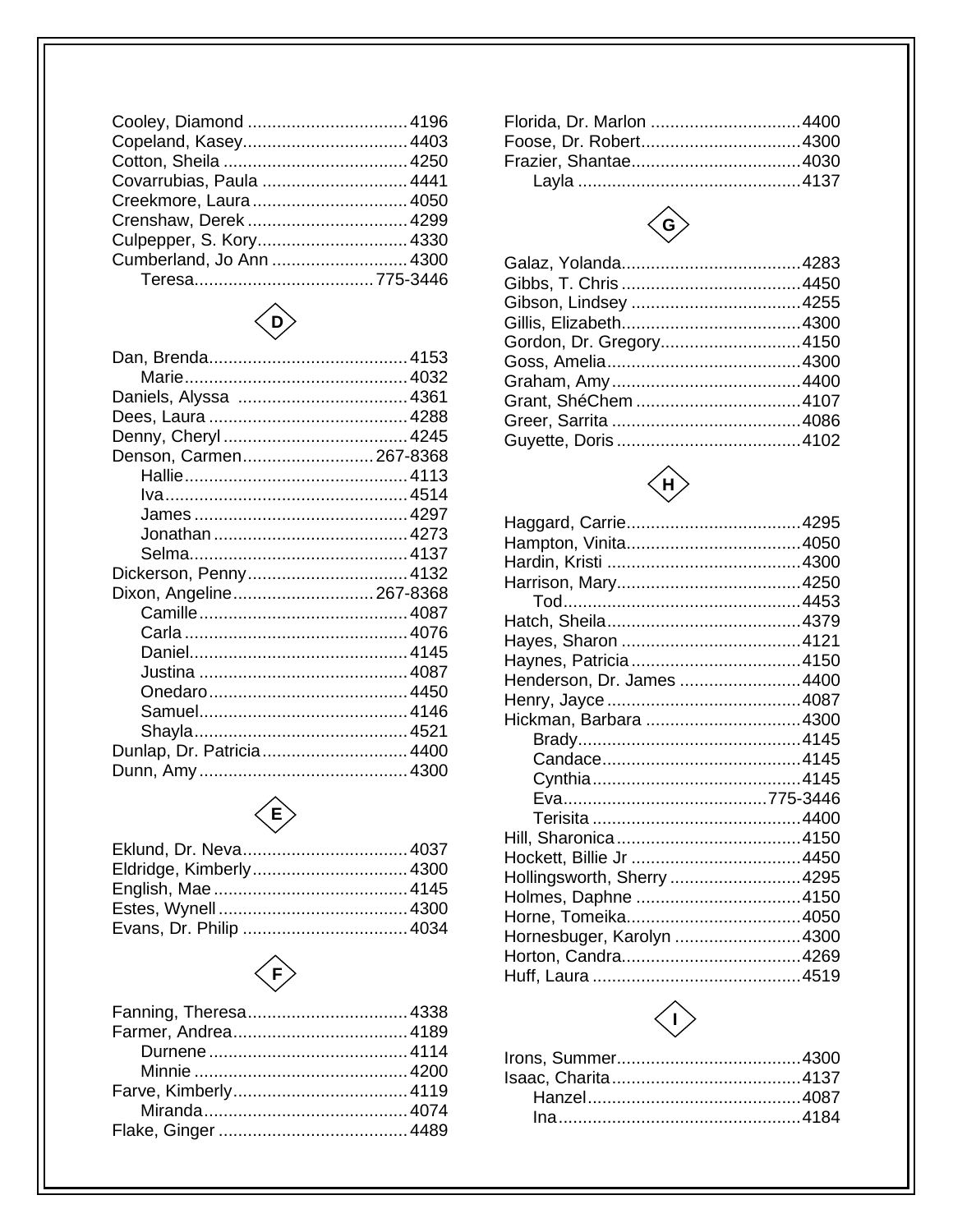Cooley, Diamond ................................. 4196
Copeland, Kasey.................................. 4403
Cotton, Sheila ...................................... 4250
Covarrubias, Paula .............................. 4441
Creekmore, Laura ................................ 4050
Crenshaw, Derek ................................. 4299
Culpepper, S. Kory............................... 4330
Cumberland, Jo Ann ............................ 4300
    Teresa..................................... 775-3446

## D

Dan, Brenda......................................... 4153
    Marie............................................. 4032
Daniels, Alyssa .................................... 4361
Dees, Laura ......................................... 4288
Denny, Cheryl ...................................... 4245
Denson, Carmen........................... 267-8368
    Hallie............................................. 4113
    Iva................................................. 4514
    James ........................................... 4297
    Jonathan ....................................... 4273
    Selma............................................ 4137
Dickerson, Penny................................. 4132
Dixon, Angeline............................. 267-8368
    Camille.......................................... 4087
    Carla ............................................. 4076
    Daniel............................................ 4145
    Justina .......................................... 4087
    Onedaro......................................... 4450
    Samuel.......................................... 4146
    Shayla............................................ 4521
Dunlap, Dr. Patricia.............................. 4400
Dunn, Amy........................................... 4300

## E

Eklund, Dr. Neva.................................. 4037
Eldridge, Kimberly................................ 4300
English, Mae ........................................ 4145
Estes, Wynell ....................................... 4300
Evans, Dr. Philip .................................. 4034

## F

Fanning, Theresa.................................. 4338
Farmer, Andrea.................................... 4189
    Durnene ......................................... 4114
    Minnie ........................................... 4200
Farve, Kimberly.................................... 4119
    Miranda.......................................... 4074
Flake, Ginger ....................................... 4489
Florida, Dr. Marlon ............................... 4400
Foose, Dr. Robert................................. 4300
Frazier, Shantae................................... 4030
    Layla ............................................. 4137

## G

Galaz, Yolanda..................................... 4283
Gibbs, T. Chris ..................................... 4450
Gibson, Lindsey ................................... 4255
Gillis, Elizabeth..................................... 4300
Gordon, Dr. Gregory............................. 4150
Goss, Amelia........................................ 4300
Graham, Amy....................................... 4400
Grant, ShéChem .................................. 4107
Greer, Sarrita ....................................... 4086
Guyette, Doris ...................................... 4102

## H

Haggard, Carrie.................................... 4295
Hampton, Vinita.................................... 4050
Hardin, Kristi ........................................ 4300
Harrison, Mary...................................... 4250
    Tod................................................. 4453
Hatch, Sheila........................................ 4379
Hayes, Sharon ..................................... 4121
Haynes, Patricia ................................... 4150
Henderson, Dr. James ......................... 4400
Henry, Jayce ........................................ 4087
Hickman, Barbara ................................ 4300
    Brady............................................. 4145
    Candace......................................... 4145
    Cynthia .......................................... 4145
    Eva......................................... 775-3446
    Terisita .......................................... 4400
Hill, Sharonica ...................................... 4150
Hockett, Billie Jr ................................... 4450
Hollingsworth, Sherry ........................... 4295
Holmes, Daphne .................................. 4150
Horne, Tomeika.................................... 4050
Hornesbuger, Karolyn .......................... 4300
Horton, Candra..................................... 4269
Huff, Laura ........................................... 4519

## I

Irons, Summer...................................... 4300
Isaac, Charita ....................................... 4137
    Hanzel............................................ 4087
    Ina.................................................. 4184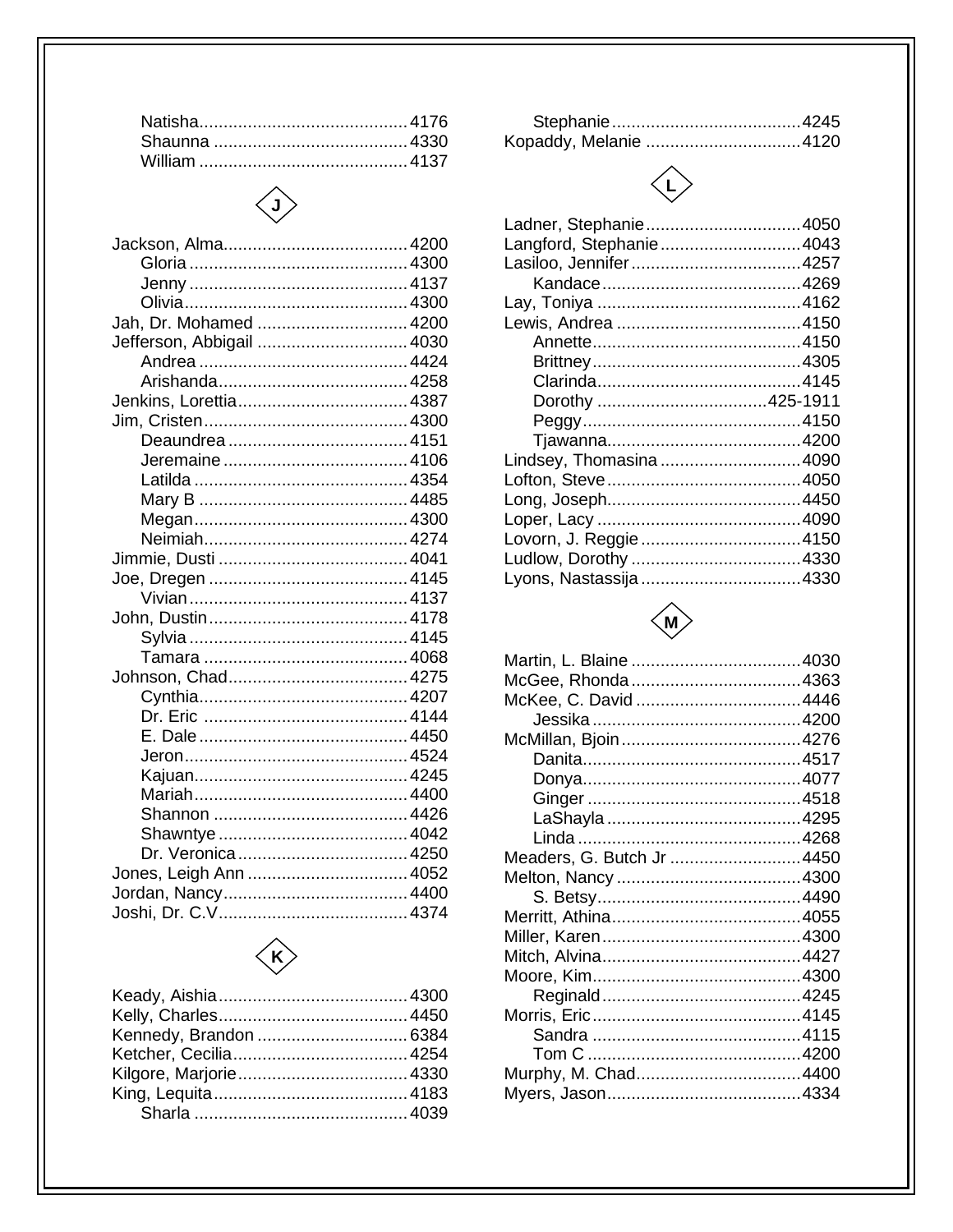Natisha ........ 4176
Shaunna ........ 4330
William ........ 4137

## J

Jackson, Alma ........ 4200
Gloria ........ 4300
Jenny ........ 4137
Olivia ........ 4300
Jah, Dr. Mohamed ........ 4200
Jefferson, Abbigail ........ 4030
Andrea ........ 4424
Arishanda ........ 4258
Jenkins, Lorettia ........ 4387
Jim, Cristen ........ 4300
Deaundrea ........ 4151
Jeremaine ........ 4106
Latilda ........ 4354
Mary B ........ 4485
Megan ........ 4300
Neimiah ........ 4274
Jimmie, Dusti ........ 4041
Joe, Dregen ........ 4145
Vivian ........ 4137
John, Dustin ........ 4178
Sylvia ........ 4145
Tamara ........ 4068
Johnson, Chad ........ 4275
Cynthia ........ 4207
Dr. Eric ........ 4144
E. Dale ........ 4450
Jeron ........ 4524
Kajuan ........ 4245
Mariah ........ 4400
Shannon ........ 4426
Shawntye ........ 4042
Dr. Veronica ........ 4250
Jones, Leigh Ann ........ 4052
Jordan, Nancy ........ 4400
Joshi, Dr. C.V ........ 4374

## K

Keady, Aishia ........ 4300
Kelly, Charles ........ 4450
Kennedy, Brandon ........ 6384
Ketcher, Cecilia ........ 4254
Kilgore, Marjorie ........ 4330
King, Lequita ........ 4183
Sharla ........ 4039
Stephanie ........ 4245
Kopaddy, Melanie ........ 4120

## L

Ladner, Stephanie ........ 4050
Langford, Stephanie ........ 4043
Lasiloo, Jennifer ........ 4257
Kandace ........ 4269
Lay, Toniya ........ 4162
Lewis, Andrea ........ 4150
Annette ........ 4150
Brittney ........ 4305
Clarinda ........ 4145
Dorothy ........ 425-1911
Peggy ........ 4150
Tjawanna ........ 4200
Lindsey, Thomasina ........ 4090
Lofton, Steve ........ 4050
Long, Joseph ........ 4450
Loper, Lacy ........ 4090
Lovorn, J. Reggie ........ 4150
Ludlow, Dorothy ........ 4330
Lyons, Nastassija ........ 4330

## M

Martin, L. Blaine ........ 4030
McGee, Rhonda ........ 4363
McKee, C. David ........ 4446
Jessika ........ 4200
McMillan, Bjoin ........ 4276
Danita ........ 4517
Donya ........ 4077
Ginger ........ 4518
LaShayla ........ 4295
Linda ........ 4268
Meaders, G. Butch Jr ........ 4450
Melton, Nancy ........ 4300
S. Betsy ........ 4490
Merritt, Athina ........ 4055
Miller, Karen ........ 4300
Mitch, Alvina ........ 4427
Moore, Kim ........ 4300
Reginald ........ 4245
Morris, Eric ........ 4145
Sandra ........ 4115
Tom C ........ 4200
Murphy, M. Chad ........ 4400
Myers, Jason ........ 4334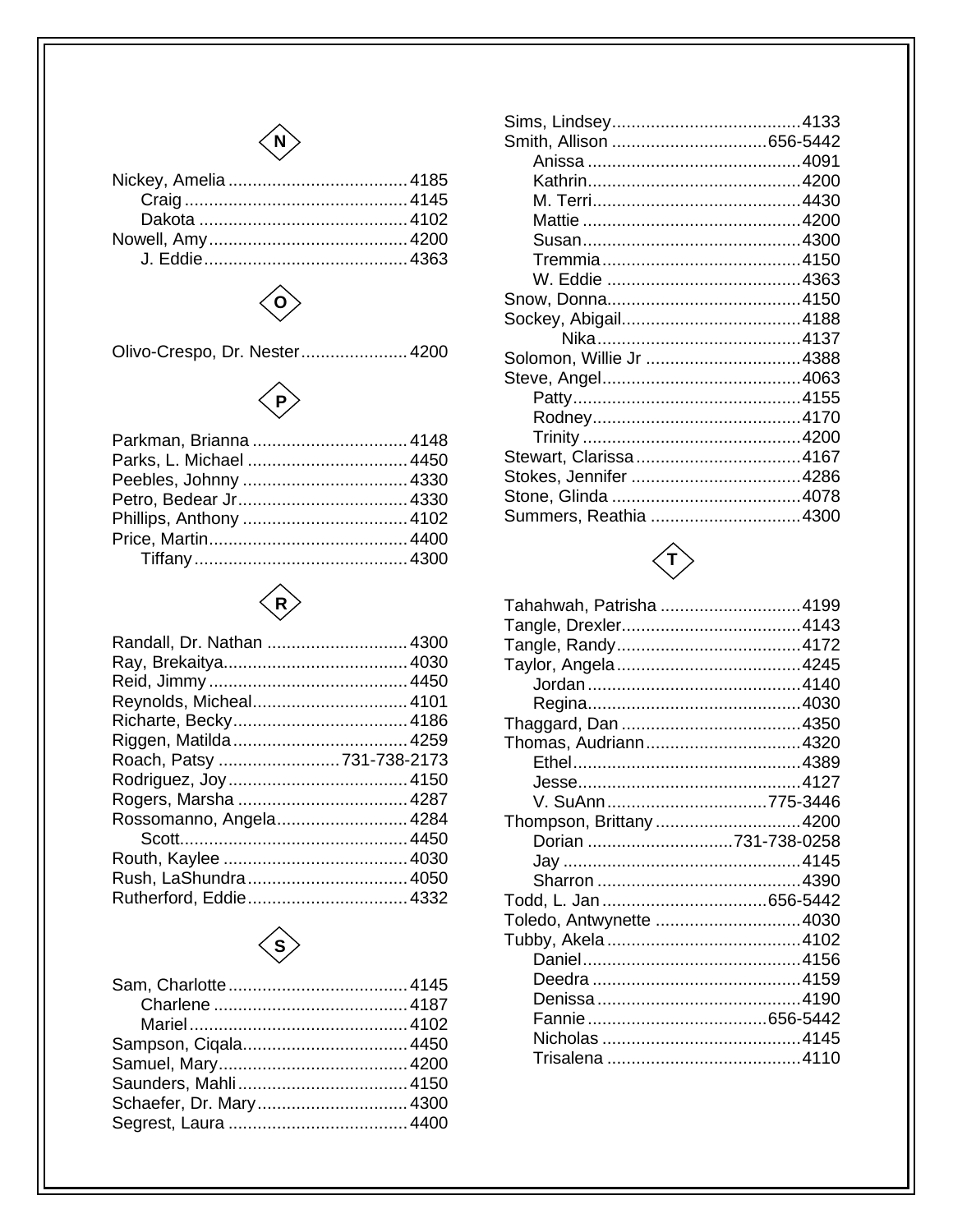## N

Nickey, Amelia ..................................... 4185
- Craig ............................................. 4145
- Dakota .......................................... 4102

Nowell, Amy......................................... 4200
- J. Eddie.......................................... 4363

## O

Olivo-Crespo, Dr. Nester...................... 4200

## P

Parkman, Brianna ................................ 4148
Parks, L. Michael ................................. 4450
Peebles, Johnny .................................. 4330
Petro, Bedear Jr................................... 4330
Phillips, Anthony .................................. 4102
Price, Martin......................................... 4400
- Tiffany ............................................ 4300

## R

Randall, Dr. Nathan ............................. 4300
Ray, Brekaitya...................................... 4030
Reid, Jimmy ......................................... 4450
Reynolds, Micheal................................ 4101
Richarte, Becky.................................... 4186
Riggen, Matilda .................................... 4259
Roach, Patsy ......................... 731-738-2173
Rodriguez, Joy..................................... 4150
Rogers, Marsha ................................... 4287
Rossomanno, Angela........................... 4284
- Scott.............................................. 4450

Routh, Kaylee ...................................... 4030
Rush, LaShundra ................................. 4050
Rutherford, Eddie................................. 4332

## S

Sam, Charlotte ..................................... 4145
- Charlene ........................................ 4187
- Mariel ............................................ 4102

Sampson, Ciqala.................................. 4450
Samuel, Mary....................................... 4200
Saunders, Mahli ................................... 4150
Schaefer, Dr. Mary............................... 4300
Segrest, Laura ..................................... 4400
Sims, Lindsey....................................... 4133
Smith, Allison ................................ 656-5442
- Anissa ............................................ 4091
- Kathrin............................................ 4200
- M. Terri........................................... 4430
- Mattie ............................................. 4200
- Susan............................................. 4300
- Tremmia......................................... 4150
- W. Eddie ........................................ 4363

Snow, Donna........................................ 4150
Sockey, Abigail..................................... 4188
- Nika........................................... 4137

Solomon, Willie Jr ................................ 4388
Steve, Angel......................................... 4063
- Patty............................................... 4155
- Rodney........................................... 4170
- Trinity ............................................ 4200

Stewart, Clarissa .................................. 4167
Stokes, Jennifer ................................... 4286
Stone, Glinda ....................................... 4078
Summers, Reathia ............................... 4300

## T

Tahahwah, Patrisha ............................. 4199
Tangle, Drexler..................................... 4143
Tangle, Randy...................................... 4172
Taylor, Angela...................................... 4245
- Jordan ............................................ 4140
- Regina............................................ 4030

Thaggard, Dan ..................................... 4350
Thomas, Audriann................................ 4320
- Ethel............................................... 4389
- Jesse.............................................. 4127
- V. SuAnn................................. 775-3446

Thompson, Brittany .............................. 4200
- Dorian ............................. 731-738-0258
- Jay ................................................. 4145
- Sharron .......................................... 4390

Todd, L. Jan .................................. 656-5442
Toledo, Antwynette .............................. 4030
Tubby, Akela ........................................ 4102
- Daniel............................................. 4156
- Deedra ........................................... 4159
- Denissa .......................................... 4190
- Fannie ..................................... 656-5442
- Nicholas ......................................... 4145
- Trisalena ........................................ 4110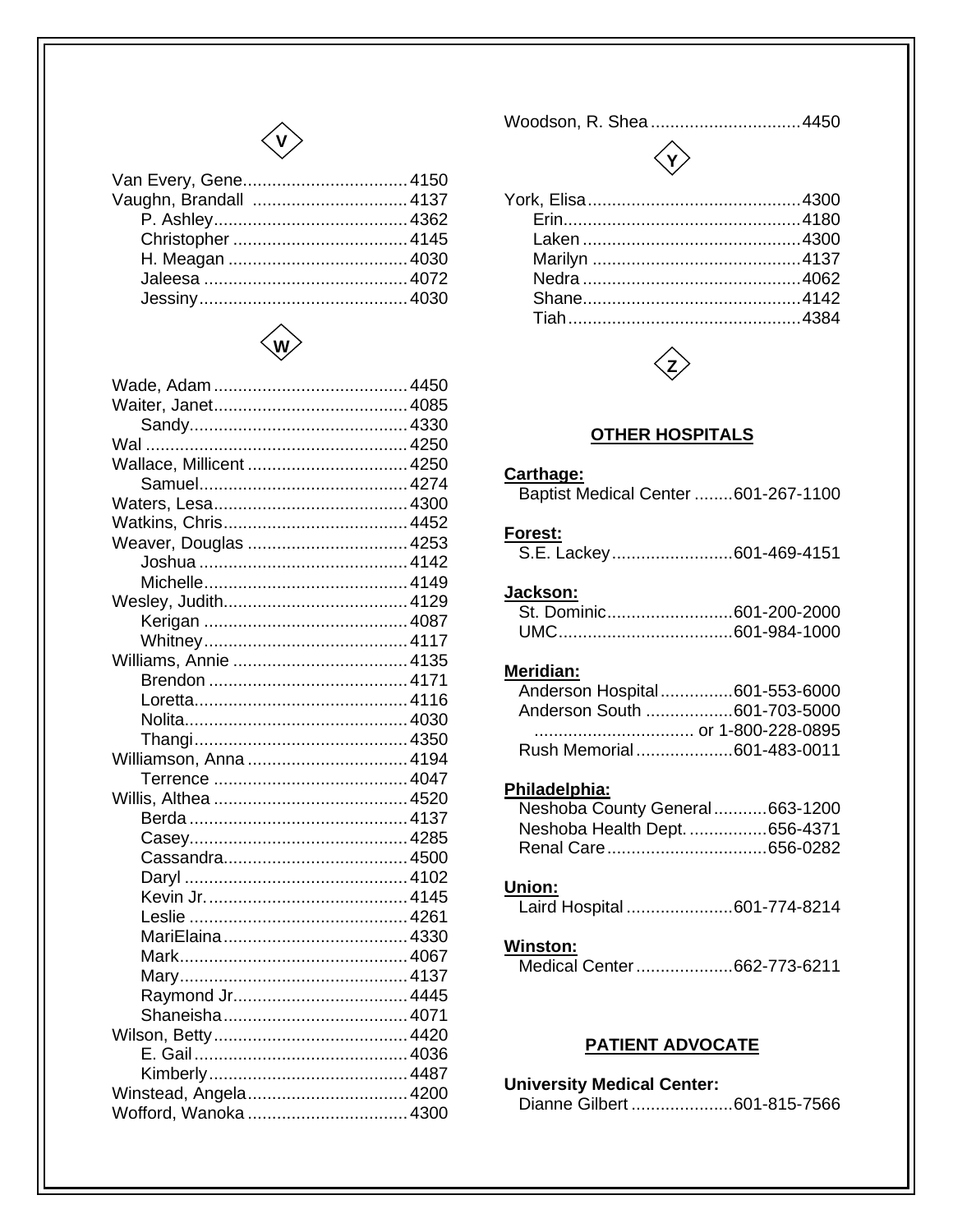## V

Van Every, Gene.................................. 4150
Vaughn, Brandall ................................ 4137
- P. Ashley........................................ 4362
- Christopher .................................... 4145
- H. Meagan ...................................... 4030
- Jaleesa .......................................... 4072
- Jessiny........................................... 4030

## W

Wade, Adam ........................................ 4450
Waiter, Janet........................................ 4085
- Sandy............................................. 4330

Wal ...................................................... 4250
Wallace, Millicent ................................. 4250
- Samuel........................................... 4274

Waters, Lesa........................................ 4300
Watkins, Chris...................................... 4452
Weaver, Douglas ................................. 4253
- Joshua ........................................... 4142
- Michelle.......................................... 4149

Wesley, Judith...................................... 4129
- Kerigan .......................................... 4087
- Whitney.......................................... 4117

Williams, Annie .................................... 4135
- Brendon ......................................... 4171
- Loretta............................................ 4116
- Nolita.............................................. 4030
- Thangi............................................ 4350

Williamson, Anna ................................. 4194
- Terrence ........................................ 4047

Willis, Althea ........................................ 4520
- Berda ............................................. 4137
- Casey............................................. 4285
- Cassandra...................................... 4500
- Daryl .............................................. 4102
- Kevin Jr.......................................... 4145
- Leslie ............................................. 4261
- MariElaina...................................... 4330
- Mark............................................... 4067
- Mary............................................... 4137
- Raymond Jr.................................... 4445
- Shaneisha...................................... 4071

Wilson, Betty........................................ 4420
- E. Gail ............................................ 4036
- Kimberly......................................... 4487

Winstead, Angela................................. 4200
Wofford, Wanoka ................................. 4300
Woodson, R. Shea ............................... 4450

## Y

York, Elisa............................................ 4300
- Erin................................................ 4180
- Laken ............................................ 4300
- Marilyn ........................................... 4137
- Nedra ............................................. 4062
- Shane............................................. 4142
- Tiah................................................ 4384

## Z

## OTHER HOSPITALS

**Carthage:**
Baptist Medical Center ........601-267-1100

**Forest:**
S.E. Lackey.........................601-469-4151

**Jackson:**
St. Dominic..........................601-200-2000
UMC...................................601-984-1000

**Meridian:**
Anderson Hospital...............601-553-6000
Anderson South ..................601-703-5000
................................. or 1-800-228-0895
Rush Memorial....................601-483-0011

**Philadelphia:**
Neshoba County General...........663-1200
Neshoba Health Dept. ................656-4371
Renal Care.................................656-0282

**Union:**
Laird Hospital ......................601-774-8214

**Winston:**
Medical Center....................662-773-6211

## PATIENT ADVOCATE

**University Medical Center:**
Dianne Gilbert .....................601-815-7566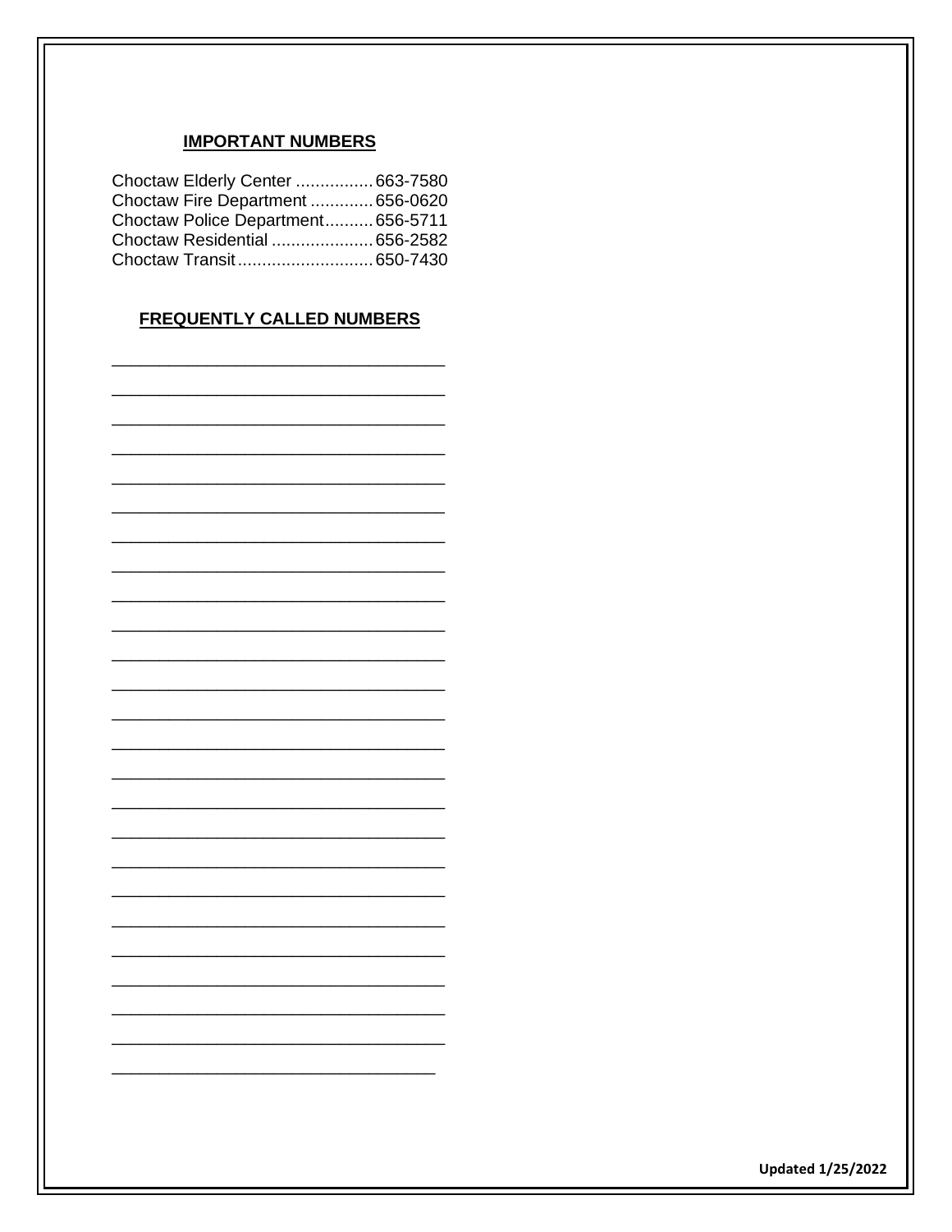**IMPORTANT NUMBERS**

Choctaw Elderly Center ................ 663-7580
Choctaw Fire Department ............. 656-0620
Choctaw Police Department.......... 656-5711
Choctaw Residential ..................... 656-2582
Choctaw Transit............................ 650-7430

**FREQUENTLY CALLED NUMBERS**

___________________________________
___________________________________
___________________________________
___________________________________
___________________________________
___________________________________
___________________________________
___________________________________
___________________________________
___________________________________
___________________________________
___________________________________
___________________________________
___________________________________
___________________________________
___________________________________
___________________________________
___________________________________
___________________________________
___________________________________
___________________________________
___________________________________
___________________________________
___________________________________
__________________________________

**Updated 1/25/2022**